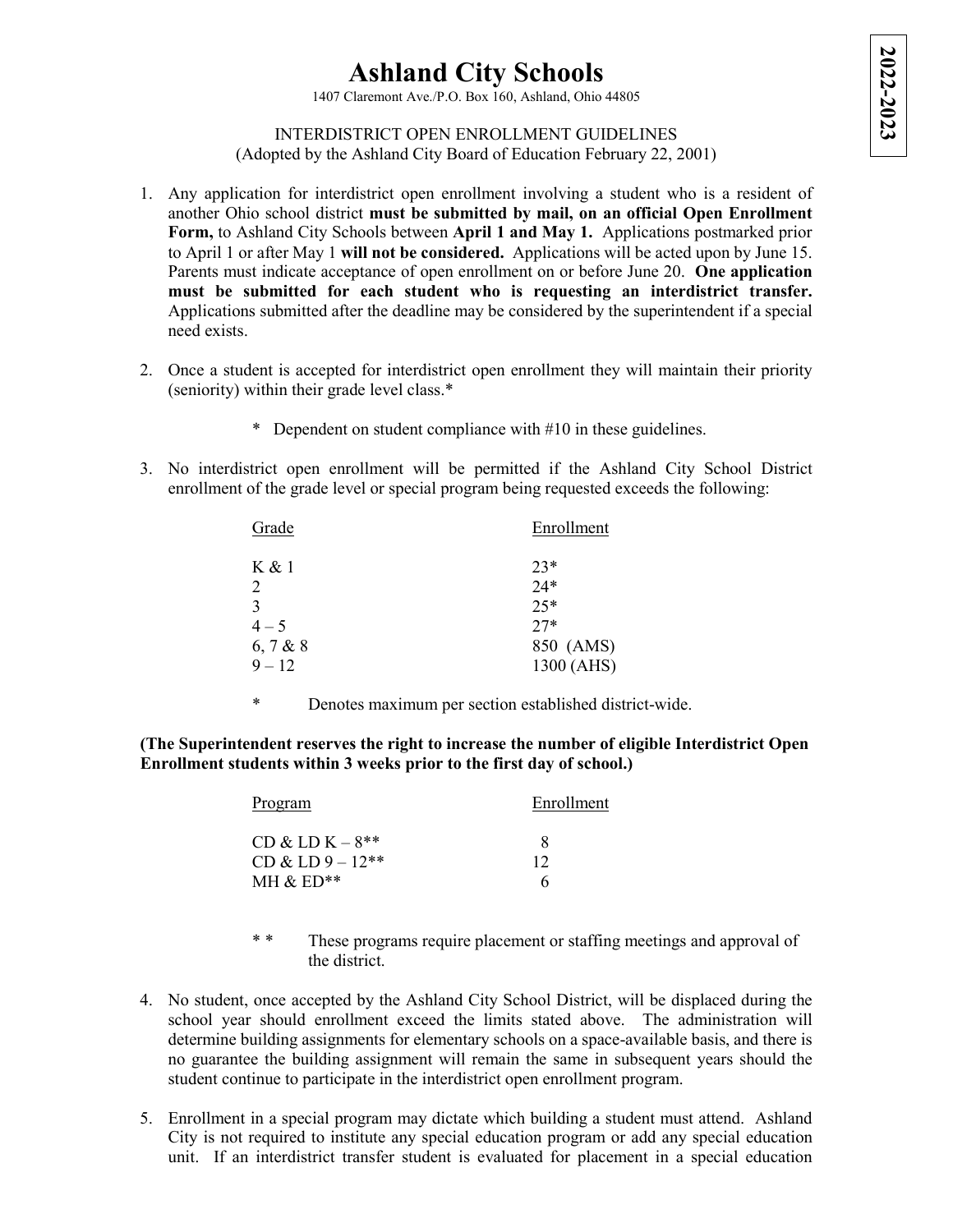# Ashland City Schools

1407 Claremont Ave./P.O. Box 160, Ashland, Ohio 44805

**2022-2023**

INTERDISTRICT OPEN ENROLLMENT GUIDELINES
(Adopted by the Ashland City Board of Education February 22, 2001)

1. Any application for interdistrict open enrollment involving a student who is a resident of another Ohio school district **must be submitted by mail, on an official Open Enrollment Form,** to Ashland City Schools between **April 1 and May 1.** Applications postmarked prior to April 1 or after May 1 **will not be considered.** Applications will be acted upon by June 15. Parents must indicate acceptance of open enrollment on or before June 20. **One application must be submitted for each student who is requesting an interdistrict transfer.** Applications submitted after the deadline may be considered by the superintendent if a special need exists.

2. Once a student is accepted for interdistrict open enrollment they will maintain their priority (seniority) within their grade level class.*

   \* Dependent on student compliance with #10 in these guidelines.

3. No interdistrict open enrollment will be permitted if the Ashland City School District enrollment of the grade level or special program being requested exceeds the following:

| Grade | Enrollment |
|---|---|
| K & 1 | 23* |
| 2 | 24* |
| 3 | 25* |
| 4 – 5 | 27* |
| 6, 7 & 8 | 850 (AMS) |
| 9 – 12 | 1300 (AHS) |

\* Denotes maximum per section established district-wide.

**(The Superintendent reserves the right to increase the number of eligible Interdistrict Open Enrollment students within 3 weeks prior to the first day of school.)**

| Program | Enrollment |
|---|---|
| CD & LD K – 8** | 8 |
| CD & LD 9 – 12** | 12 |
| MH & ED** | 6 |

\* \* These programs require placement or staffing meetings and approval of the district.

4. No student, once accepted by the Ashland City School District, will be displaced during the school year should enrollment exceed the limits stated above. The administration will determine building assignments for elementary schools on a space-available basis, and there is no guarantee the building assignment will remain the same in subsequent years should the student continue to participate in the interdistrict open enrollment program.

5. Enrollment in a special program may dictate which building a student must attend. Ashland City is not required to institute any special education program or add any special education unit. If an interdistrict transfer student is evaluated for placement in a special education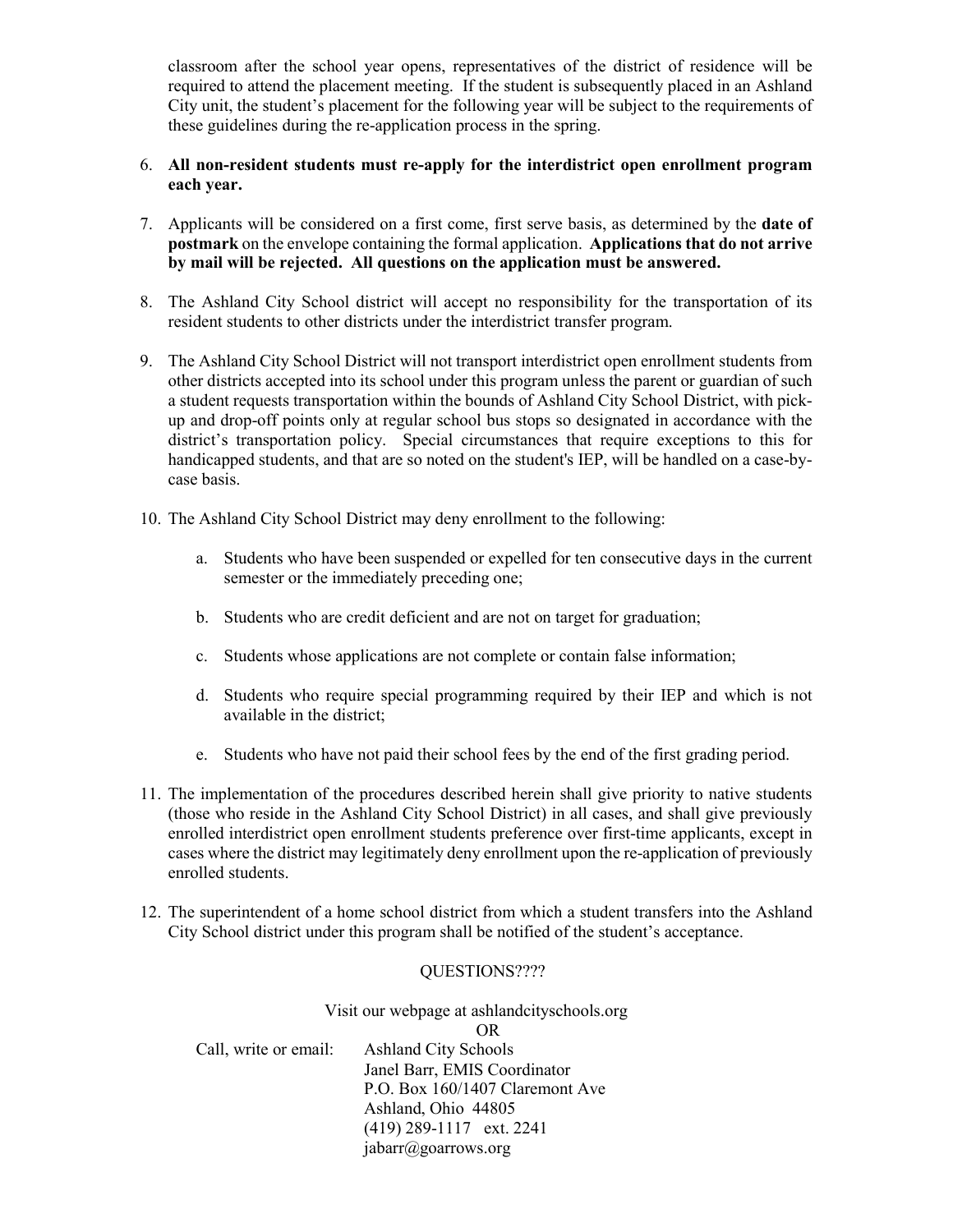classroom after the school year opens, representatives of the district of residence will be required to attend the placement meeting. If the student is subsequently placed in an Ashland City unit, the student's placement for the following year will be subject to the requirements of these guidelines during the re-application process in the spring.

6. **All non-resident students must re-apply for the interdistrict open enrollment program each year.**

7. Applicants will be considered on a first come, first serve basis, as determined by the **date of postmark** on the envelope containing the formal application. **Applications that do not arrive by mail will be rejected. All questions on the application must be answered.**

8. The Ashland City School district will accept no responsibility for the transportation of its resident students to other districts under the interdistrict transfer program.

9. The Ashland City School District will not transport interdistrict open enrollment students from other districts accepted into its school under this program unless the parent or guardian of such a student requests transportation within the bounds of Ashland City School District, with pick-up and drop-off points only at regular school bus stops so designated in accordance with the district's transportation policy. Special circumstances that require exceptions to this for handicapped students, and that are so noted on the student's IEP, will be handled on a case-by-case basis.

10. The Ashland City School District may deny enrollment to the following:

    a. Students who have been suspended or expelled for ten consecutive days in the current semester or the immediately preceding one;

    b. Students who are credit deficient and are not on target for graduation;

    c. Students whose applications are not complete or contain false information;

    d. Students who require special programming required by their IEP and which is not available in the district;

    e. Students who have not paid their school fees by the end of the first grading period.

11. The implementation of the procedures described herein shall give priority to native students (those who reside in the Ashland City School District) in all cases, and shall give previously enrolled interdistrict open enrollment students preference over first-time applicants, except in cases where the district may legitimately deny enrollment upon the re-application of previously enrolled students.

12. The superintendent of a home school district from which a student transfers into the Ashland City School district under this program shall be notified of the student's acceptance.

QUESTIONS????

Visit our webpage at ashlandcityschools.org

OR

Call, write or email: Ashland City Schools
Janel Barr, EMIS Coordinator
P.O. Box 160/1407 Claremont Ave
Ashland, Ohio 44805
(419) 289-1117 ext. 2241
jabarr@goarrows.org